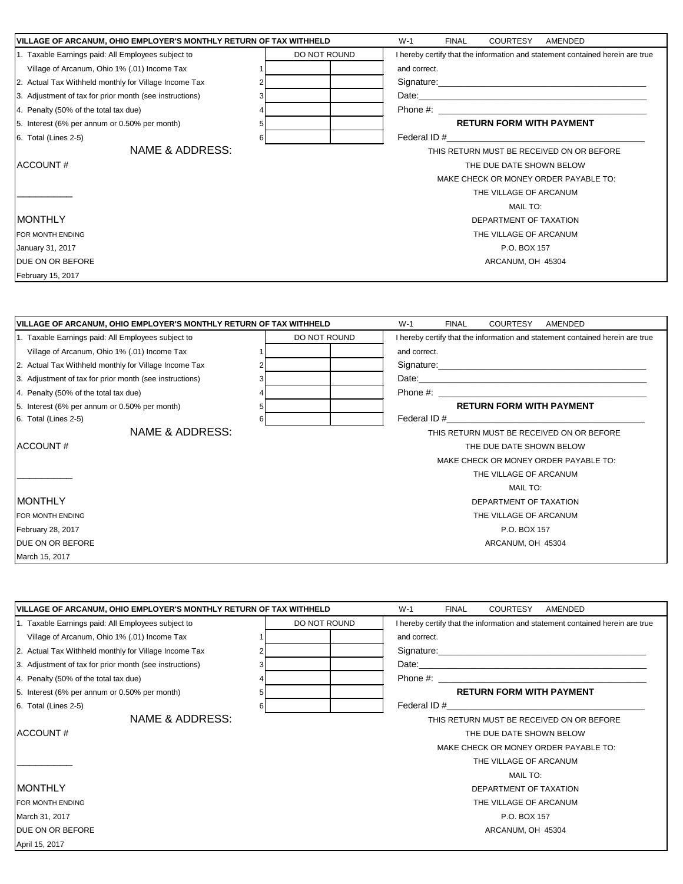**VILLAGE OF ARCANUM, OHIO EMPLOYER'S MONTHLY RETURN OF TAX WITHHELD**

W-1 FINAL COURTESY AMENDED

| | | DO NOT ROUND | |
|---|---|---|---|
| 1. Taxable Earnings paid: All Employees subject to Village of Arcanum, Ohio 1% (.01) Income Tax | 1 | | |
| 2. Actual Tax Withheld monthly for Village Income Tax | 2 | | |
| 3. Adjustment of tax for prior month (see instructions) | 3 | | |
| 4. Penalty (50% of the total tax due) | 4 | | |
| 5. Interest (6% per annum or 0.50% per month) | 5 | | |
| 6. Total (Lines 2-5) | 6 | | |

I hereby certify that the information and statement contained herein are true and correct.

Signature:\_\_\_\_\_\_\_\_\_\_\_\_\_\_\_\_\_\_\_\_

Date:\_\_\_\_\_\_\_\_\_\_\_\_\_\_\_\_\_\_\_\_

Phone #: \_\_\_\_\_\_\_\_\_\_\_\_\_\_\_\_\_\_\_\_

**RETURN FORM WITH PAYMENT**

Federal ID #\_\_\_\_\_\_\_\_\_\_\_\_\_\_\_\_\_\_\_\_

NAME & ADDRESS:

ACCOUNT #

\_\_\_\_\_\_\_\_\_\_

MONTHLY

FOR MONTH ENDING

January 31, 2017

DUE ON OR BEFORE

February 15, 2017

THIS RETURN MUST BE RECEIVED ON OR BEFORE
THE DUE DATE SHOWN BELOW
MAKE CHECK OR MONEY ORDER PAYABLE TO:
THE VILLAGE OF ARCANUM
MAIL TO:
DEPARTMENT OF TAXATION
THE VILLAGE OF ARCANUM
P.O. BOX 157
ARCANUM, OH 45304

---

**VILLAGE OF ARCANUM, OHIO EMPLOYER'S MONTHLY RETURN OF TAX WITHHELD**

W-1 FINAL COURTESY AMENDED

| | | DO NOT ROUND | |
|---|---|---|---|
| 1. Taxable Earnings paid: All Employees subject to Village of Arcanum, Ohio 1% (.01) Income Tax | 1 | | |
| 2. Actual Tax Withheld monthly for Village Income Tax | 2 | | |
| 3. Adjustment of tax for prior month (see instructions) | 3 | | |
| 4. Penalty (50% of the total tax due) | 4 | | |
| 5. Interest (6% per annum or 0.50% per month) | 5 | | |
| 6. Total (Lines 2-5) | 6 | | |

I hereby certify that the information and statement contained herein are true and correct.

Signature:\_\_\_\_\_\_\_\_\_\_\_\_\_\_\_\_\_\_\_\_

Date:\_\_\_\_\_\_\_\_\_\_\_\_\_\_\_\_\_\_\_\_

Phone #: \_\_\_\_\_\_\_\_\_\_\_\_\_\_\_\_\_\_\_\_

**RETURN FORM WITH PAYMENT**

Federal ID #\_\_\_\_\_\_\_\_\_\_\_\_\_\_\_\_\_\_\_\_

NAME & ADDRESS:

ACCOUNT #

\_\_\_\_\_\_\_\_\_\_

MONTHLY

FOR MONTH ENDING

February 28, 2017

DUE ON OR BEFORE

March 15, 2017

THIS RETURN MUST BE RECEIVED ON OR BEFORE
THE DUE DATE SHOWN BELOW
MAKE CHECK OR MONEY ORDER PAYABLE TO:
THE VILLAGE OF ARCANUM
MAIL TO:
DEPARTMENT OF TAXATION
THE VILLAGE OF ARCANUM
P.O. BOX 157
ARCANUM, OH 45304

---

**VILLAGE OF ARCANUM, OHIO EMPLOYER'S MONTHLY RETURN OF TAX WITHHELD**

W-1 FINAL COURTESY AMENDED

| | | DO NOT ROUND | |
|---|---|---|---|
| 1. Taxable Earnings paid: All Employees subject to Village of Arcanum, Ohio 1% (.01) Income Tax | 1 | | |
| 2. Actual Tax Withheld monthly for Village Income Tax | 2 | | |
| 3. Adjustment of tax for prior month (see instructions) | 3 | | |
| 4. Penalty (50% of the total tax due) | 4 | | |
| 5. Interest (6% per annum or 0.50% per month) | 5 | | |
| 6. Total (Lines 2-5) | 6 | | |

I hereby certify that the information and statement contained herein are true and correct.

Signature:\_\_\_\_\_\_\_\_\_\_\_\_\_\_\_\_\_\_\_\_

Date:\_\_\_\_\_\_\_\_\_\_\_\_\_\_\_\_\_\_\_\_

Phone #: \_\_\_\_\_\_\_\_\_\_\_\_\_\_\_\_\_\_\_\_

**RETURN FORM WITH PAYMENT**

Federal ID #\_\_\_\_\_\_\_\_\_\_\_\_\_\_\_\_\_\_\_\_

NAME & ADDRESS:

ACCOUNT #

\_\_\_\_\_\_\_\_\_\_

MONTHLY

FOR MONTH ENDING

March 31, 2017

DUE ON OR BEFORE

April 15, 2017

THIS RETURN MUST BE RECEIVED ON OR BEFORE
THE DUE DATE SHOWN BELOW
MAKE CHECK OR MONEY ORDER PAYABLE TO:
THE VILLAGE OF ARCANUM
MAIL TO:
DEPARTMENT OF TAXATION
THE VILLAGE OF ARCANUM
P.O. BOX 157
ARCANUM, OH 45304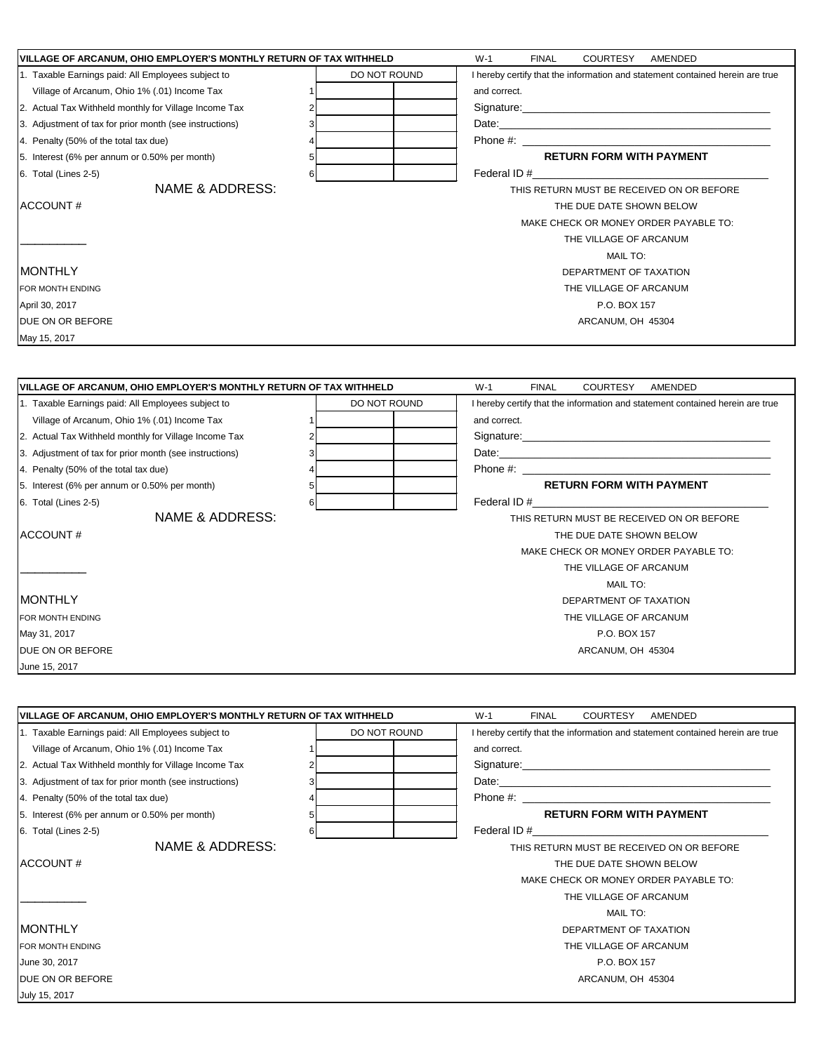**VILLAGE OF ARCANUM, OHIO EMPLOYER'S MONTHLY RETURN OF TAX WITHHELD**

W-1 FINAL COURTESY AMENDED

| | | DO NOT ROUND | |
|---|---|---|---|
| 1. Taxable Earnings paid: All Employees subject to Village of Arcanum, Ohio 1% (.01) Income Tax | 1 | | |
| 2. Actual Tax Withheld monthly for Village Income Tax | 2 | | |
| 3. Adjustment of tax for prior month (see instructions) | 3 | | |
| 4. Penalty (50% of the total tax due) | 4 | | |
| 5. Interest (6% per annum or 0.50% per month) | 5 | | |
| 6. Total (Lines 2-5) | 6 | | |

I hereby certify that the information and statement contained herein are true and correct.

Signature:\_\_\_\_\_\_\_\_\_\_\_\_\_\_\_\_\_\_\_\_

Date:\_\_\_\_\_\_\_\_\_\_\_\_\_\_\_\_\_\_\_\_

Phone #: \_\_\_\_\_\_\_\_\_\_\_\_\_\_\_\_\_\_\_\_

**RETURN FORM WITH PAYMENT**

Federal ID #\_\_\_\_\_\_\_\_\_\_\_\_\_\_\_\_\_\_\_\_

NAME & ADDRESS:

ACCOUNT #

\_\_\_\_\_\_\_\_\_\_

MONTHLY

FOR MONTH ENDING

April 30, 2017

DUE ON OR BEFORE

May 15, 2017

THIS RETURN MUST BE RECEIVED ON OR BEFORE THE DUE DATE SHOWN BELOW

MAKE CHECK OR MONEY ORDER PAYABLE TO:

THE VILLAGE OF ARCANUM

MAIL TO:

DEPARTMENT OF TAXATION

THE VILLAGE OF ARCANUM

P.O. BOX 157

ARCANUM, OH 45304

---

**VILLAGE OF ARCANUM, OHIO EMPLOYER'S MONTHLY RETURN OF TAX WITHHELD**

W-1 FINAL COURTESY AMENDED

| | | DO NOT ROUND | |
|---|---|---|---|
| 1. Taxable Earnings paid: All Employees subject to Village of Arcanum, Ohio 1% (.01) Income Tax | 1 | | |
| 2. Actual Tax Withheld monthly for Village Income Tax | 2 | | |
| 3. Adjustment of tax for prior month (see instructions) | 3 | | |
| 4. Penalty (50% of the total tax due) | 4 | | |
| 5. Interest (6% per annum or 0.50% per month) | 5 | | |
| 6. Total (Lines 2-5) | 6 | | |

I hereby certify that the information and statement contained herein are true and correct.

Signature:\_\_\_\_\_\_\_\_\_\_\_\_\_\_\_\_\_\_\_\_

Date:\_\_\_\_\_\_\_\_\_\_\_\_\_\_\_\_\_\_\_\_

Phone #: \_\_\_\_\_\_\_\_\_\_\_\_\_\_\_\_\_\_\_\_

**RETURN FORM WITH PAYMENT**

Federal ID #\_\_\_\_\_\_\_\_\_\_\_\_\_\_\_\_\_\_\_\_

NAME & ADDRESS:

ACCOUNT #

\_\_\_\_\_\_\_\_\_\_

MONTHLY

FOR MONTH ENDING

May 31, 2017

DUE ON OR BEFORE

June 15, 2017

THIS RETURN MUST BE RECEIVED ON OR BEFORE THE DUE DATE SHOWN BELOW

MAKE CHECK OR MONEY ORDER PAYABLE TO:

THE VILLAGE OF ARCANUM

MAIL TO:

DEPARTMENT OF TAXATION

THE VILLAGE OF ARCANUM

P.O. BOX 157

ARCANUM, OH 45304

---

**VILLAGE OF ARCANUM, OHIO EMPLOYER'S MONTHLY RETURN OF TAX WITHHELD**

W-1 FINAL COURTESY AMENDED

| | | DO NOT ROUND | |
|---|---|---|---|
| 1. Taxable Earnings paid: All Employees subject to Village of Arcanum, Ohio 1% (.01) Income Tax | 1 | | |
| 2. Actual Tax Withheld monthly for Village Income Tax | 2 | | |
| 3. Adjustment of tax for prior month (see instructions) | 3 | | |
| 4. Penalty (50% of the total tax due) | 4 | | |
| 5. Interest (6% per annum or 0.50% per month) | 5 | | |
| 6. Total (Lines 2-5) | 6 | | |

I hereby certify that the information and statement contained herein are true and correct.

Signature:\_\_\_\_\_\_\_\_\_\_\_\_\_\_\_\_\_\_\_\_

Date:\_\_\_\_\_\_\_\_\_\_\_\_\_\_\_\_\_\_\_\_

Phone #: \_\_\_\_\_\_\_\_\_\_\_\_\_\_\_\_\_\_\_\_

**RETURN FORM WITH PAYMENT**

Federal ID #\_\_\_\_\_\_\_\_\_\_\_\_\_\_\_\_\_\_\_\_

NAME & ADDRESS:

ACCOUNT #

\_\_\_\_\_\_\_\_\_\_

MONTHLY

FOR MONTH ENDING

June 30, 2017

DUE ON OR BEFORE

July 15, 2017

THIS RETURN MUST BE RECEIVED ON OR BEFORE THE DUE DATE SHOWN BELOW

MAKE CHECK OR MONEY ORDER PAYABLE TO:

THE VILLAGE OF ARCANUM

MAIL TO:

DEPARTMENT OF TAXATION

THE VILLAGE OF ARCANUM

P.O. BOX 157

ARCANUM, OH 45304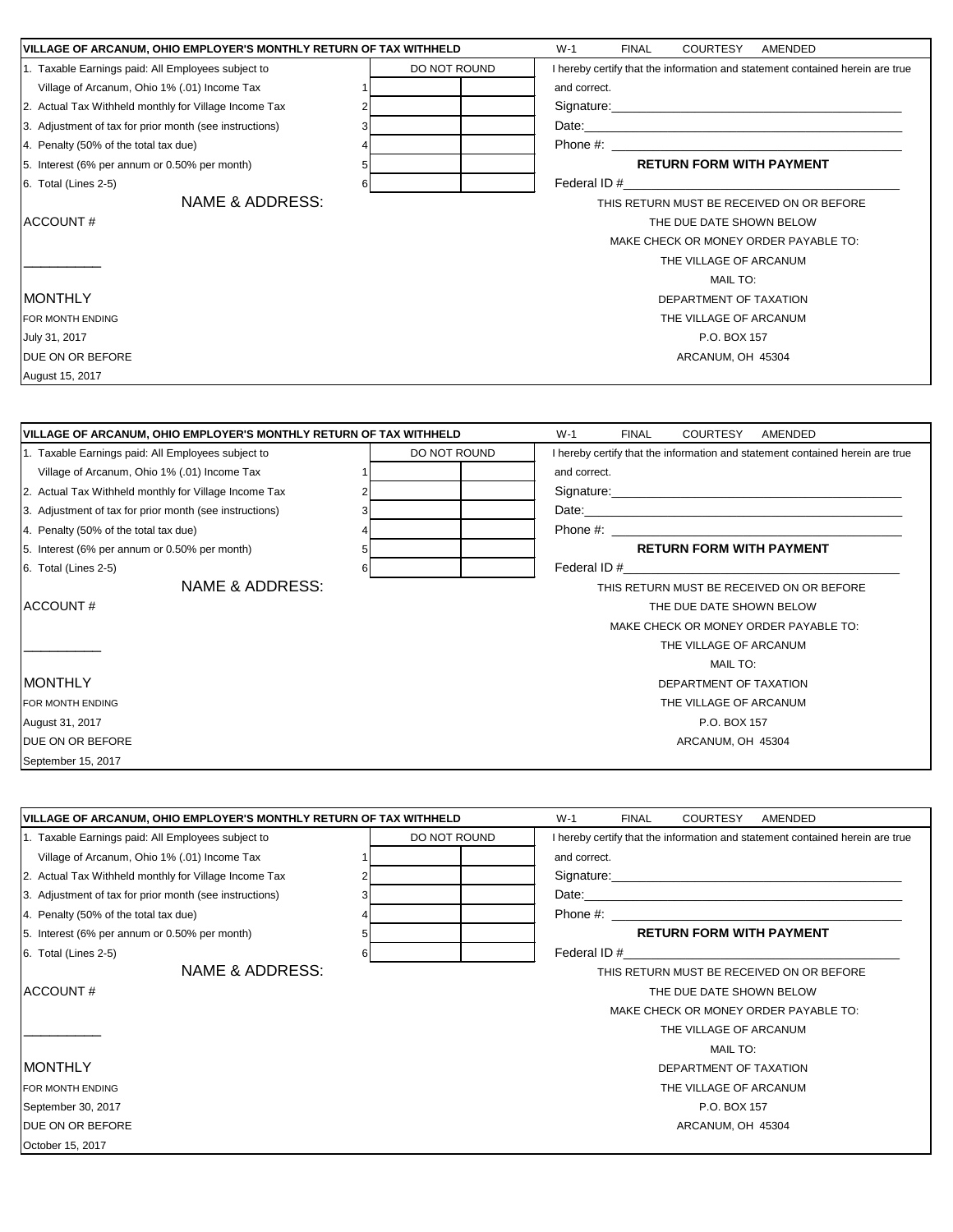## VILLAGE OF ARCANUM, OHIO EMPLOYER'S MONTHLY RETURN OF TAX WITHHELD

W-1 FINAL COURTESY AMENDED

| | | DO NOT ROUND | |
|---|---|---|---|
| 1. Taxable Earnings paid: All Employees subject to Village of Arcanum, Ohio 1% (.01) Income Tax | 1 | | |
| 2. Actual Tax Withheld monthly for Village Income Tax | 2 | | |
| 3. Adjustment of tax for prior month (see instructions) | 3 | | |
| 4. Penalty (50% of the total tax due) | 4 | | |
| 5. Interest (6% per annum or 0.50% per month) | 5 | | |
| 6. Total (Lines 2-5) | 6 | | |

I hereby certify that the information and statement contained herein are true and correct.

Signature:\_\_\_\_\_\_\_\_\_\_\_\_\_\_\_\_\_\_\_\_\_\_\_\_\_\_\_\_\_\_

Date:\_\_\_\_\_\_\_\_\_\_\_\_\_\_\_\_\_\_\_\_\_\_\_\_\_\_\_\_\_\_

Phone #: \_\_\_\_\_\_\_\_\_\_\_\_\_\_\_\_\_\_\_\_\_\_\_\_\_\_\_\_\_\_

**RETURN FORM WITH PAYMENT**

Federal ID #\_\_\_\_\_\_\_\_\_\_\_\_\_\_\_\_\_\_\_\_\_\_\_\_\_\_\_\_\_\_

NAME & ADDRESS:

ACCOUNT #

\_\_\_\_\_\_\_\_\_\_\_

MONTHLY

FOR MONTH ENDING

July 31, 2017

DUE ON OR BEFORE

August 15, 2017

THIS RETURN MUST BE RECEIVED ON OR BEFORE
THE DUE DATE SHOWN BELOW
MAKE CHECK OR MONEY ORDER PAYABLE TO:
THE VILLAGE OF ARCANUM
MAIL TO:
DEPARTMENT OF TAXATION
THE VILLAGE OF ARCANUM
P.O. BOX 157
ARCANUM, OH 45304

---

## VILLAGE OF ARCANUM, OHIO EMPLOYER'S MONTHLY RETURN OF TAX WITHHELD

W-1 FINAL COURTESY AMENDED

| | | DO NOT ROUND | |
|---|---|---|---|
| 1. Taxable Earnings paid: All Employees subject to Village of Arcanum, Ohio 1% (.01) Income Tax | 1 | | |
| 2. Actual Tax Withheld monthly for Village Income Tax | 2 | | |
| 3. Adjustment of tax for prior month (see instructions) | 3 | | |
| 4. Penalty (50% of the total tax due) | 4 | | |
| 5. Interest (6% per annum or 0.50% per month) | 5 | | |
| 6. Total (Lines 2-5) | 6 | | |

I hereby certify that the information and statement contained herein are true and correct.

Signature:\_\_\_\_\_\_\_\_\_\_\_\_\_\_\_\_\_\_\_\_\_\_\_\_\_\_\_\_\_\_

Date:\_\_\_\_\_\_\_\_\_\_\_\_\_\_\_\_\_\_\_\_\_\_\_\_\_\_\_\_\_\_

Phone #: \_\_\_\_\_\_\_\_\_\_\_\_\_\_\_\_\_\_\_\_\_\_\_\_\_\_\_\_\_\_

**RETURN FORM WITH PAYMENT**

Federal ID #\_\_\_\_\_\_\_\_\_\_\_\_\_\_\_\_\_\_\_\_\_\_\_\_\_\_\_\_\_\_

NAME & ADDRESS:

ACCOUNT #

\_\_\_\_\_\_\_\_\_\_\_

MONTHLY

FOR MONTH ENDING

August 31, 2017

DUE ON OR BEFORE

September 15, 2017

THIS RETURN MUST BE RECEIVED ON OR BEFORE
THE DUE DATE SHOWN BELOW
MAKE CHECK OR MONEY ORDER PAYABLE TO:
THE VILLAGE OF ARCANUM
MAIL TO:
DEPARTMENT OF TAXATION
THE VILLAGE OF ARCANUM
P.O. BOX 157
ARCANUM, OH 45304

---

## VILLAGE OF ARCANUM, OHIO EMPLOYER'S MONTHLY RETURN OF TAX WITHHELD

W-1 FINAL COURTESY AMENDED

| | | DO NOT ROUND | |
|---|---|---|---|
| 1. Taxable Earnings paid: All Employees subject to Village of Arcanum, Ohio 1% (.01) Income Tax | 1 | | |
| 2. Actual Tax Withheld monthly for Village Income Tax | 2 | | |
| 3. Adjustment of tax for prior month (see instructions) | 3 | | |
| 4. Penalty (50% of the total tax due) | 4 | | |
| 5. Interest (6% per annum or 0.50% per month) | 5 | | |
| 6. Total (Lines 2-5) | 6 | | |

I hereby certify that the information and statement contained herein are true and correct.

Signature:\_\_\_\_\_\_\_\_\_\_\_\_\_\_\_\_\_\_\_\_\_\_\_\_\_\_\_\_\_\_

Date:\_\_\_\_\_\_\_\_\_\_\_\_\_\_\_\_\_\_\_\_\_\_\_\_\_\_\_\_\_\_

Phone #: \_\_\_\_\_\_\_\_\_\_\_\_\_\_\_\_\_\_\_\_\_\_\_\_\_\_\_\_\_\_

**RETURN FORM WITH PAYMENT**

Federal ID #\_\_\_\_\_\_\_\_\_\_\_\_\_\_\_\_\_\_\_\_\_\_\_\_\_\_\_\_\_\_

NAME & ADDRESS:

ACCOUNT #

\_\_\_\_\_\_\_\_\_\_\_

MONTHLY

FOR MONTH ENDING

September 30, 2017

DUE ON OR BEFORE

October 15, 2017

THIS RETURN MUST BE RECEIVED ON OR BEFORE
THE DUE DATE SHOWN BELOW
MAKE CHECK OR MONEY ORDER PAYABLE TO:
THE VILLAGE OF ARCANUM
MAIL TO:
DEPARTMENT OF TAXATION
THE VILLAGE OF ARCANUM
P.O. BOX 157
ARCANUM, OH 45304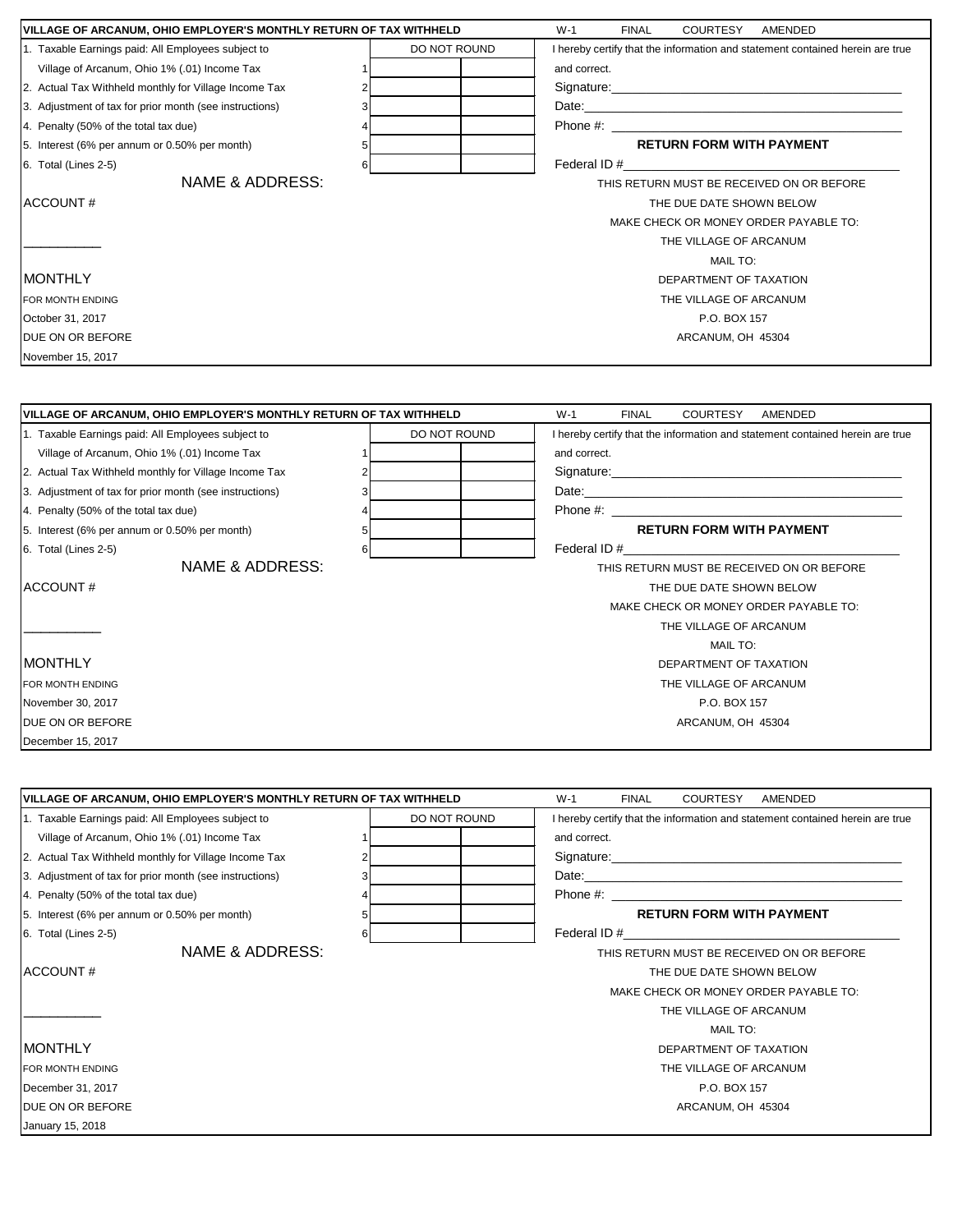**VILLAGE OF ARCANUM, OHIO EMPLOYER'S MONTHLY RETURN OF TAX WITHHELD**

W-1 FINAL COURTESY AMENDED

| | | DO NOT ROUND | |
|---|---|---|---|
| 1. Taxable Earnings paid: All Employees subject to Village of Arcanum, Ohio 1% (.01) Income Tax | 1 | | |
| 2. Actual Tax Withheld monthly for Village Income Tax | 2 | | |
| 3. Adjustment of tax for prior month (see instructions) | 3 | | |
| 4. Penalty (50% of the total tax due) | 4 | | |
| 5. Interest (6% per annum or 0.50% per month) | 5 | | |
| 6. Total (Lines 2-5) | 6 | | |

I hereby certify that the information and statement contained herein are true and correct.

Signature:\_\_\_\_\_\_\_\_\_\_\_\_\_\_\_\_\_\_\_\_

Date:\_\_\_\_\_\_\_\_\_\_\_\_\_\_\_\_\_\_\_\_

Phone #: \_\_\_\_\_\_\_\_\_\_\_\_\_\_\_\_\_\_\_\_

**RETURN FORM WITH PAYMENT**

Federal ID #\_\_\_\_\_\_\_\_\_\_\_\_\_\_\_\_\_\_\_\_

NAME & ADDRESS:

ACCOUNT #

\_\_\_\_\_\_\_\_\_\_\_

MONTHLY

FOR MONTH ENDING

October 31, 2017

DUE ON OR BEFORE

November 15, 2017

THIS RETURN MUST BE RECEIVED ON OR BEFORE THE DUE DATE SHOWN BELOW

MAKE CHECK OR MONEY ORDER PAYABLE TO:
THE VILLAGE OF ARCANUM

MAIL TO:
DEPARTMENT OF TAXATION
THE VILLAGE OF ARCANUM
P.O. BOX 157
ARCANUM, OH 45304

---

**VILLAGE OF ARCANUM, OHIO EMPLOYER'S MONTHLY RETURN OF TAX WITHHELD**

W-1 FINAL COURTESY AMENDED

| | | DO NOT ROUND | |
|---|---|---|---|
| 1. Taxable Earnings paid: All Employees subject to Village of Arcanum, Ohio 1% (.01) Income Tax | 1 | | |
| 2. Actual Tax Withheld monthly for Village Income Tax | 2 | | |
| 3. Adjustment of tax for prior month (see instructions) | 3 | | |
| 4. Penalty (50% of the total tax due) | 4 | | |
| 5. Interest (6% per annum or 0.50% per month) | 5 | | |
| 6. Total (Lines 2-5) | 6 | | |

I hereby certify that the information and statement contained herein are true and correct.

Signature:\_\_\_\_\_\_\_\_\_\_\_\_\_\_\_\_\_\_\_\_

Date:\_\_\_\_\_\_\_\_\_\_\_\_\_\_\_\_\_\_\_\_

Phone #: \_\_\_\_\_\_\_\_\_\_\_\_\_\_\_\_\_\_\_\_

**RETURN FORM WITH PAYMENT**

Federal ID #\_\_\_\_\_\_\_\_\_\_\_\_\_\_\_\_\_\_\_\_

NAME & ADDRESS:

ACCOUNT #

\_\_\_\_\_\_\_\_\_\_\_

MONTHLY

FOR MONTH ENDING

November 30, 2017

DUE ON OR BEFORE

December 15, 2017

THIS RETURN MUST BE RECEIVED ON OR BEFORE THE DUE DATE SHOWN BELOW

MAKE CHECK OR MONEY ORDER PAYABLE TO:
THE VILLAGE OF ARCANUM

MAIL TO:
DEPARTMENT OF TAXATION
THE VILLAGE OF ARCANUM
P.O. BOX 157
ARCANUM, OH 45304

---

**VILLAGE OF ARCANUM, OHIO EMPLOYER'S MONTHLY RETURN OF TAX WITHHELD**

W-1 FINAL COURTESY AMENDED

| | | DO NOT ROUND | |
|---|---|---|---|
| 1. Taxable Earnings paid: All Employees subject to Village of Arcanum, Ohio 1% (.01) Income Tax | 1 | | |
| 2. Actual Tax Withheld monthly for Village Income Tax | 2 | | |
| 3. Adjustment of tax for prior month (see instructions) | 3 | | |
| 4. Penalty (50% of the total tax due) | 4 | | |
| 5. Interest (6% per annum or 0.50% per month) | 5 | | |
| 6. Total (Lines 2-5) | 6 | | |

I hereby certify that the information and statement contained herein are true and correct.

Signature:\_\_\_\_\_\_\_\_\_\_\_\_\_\_\_\_\_\_\_\_

Date:\_\_\_\_\_\_\_\_\_\_\_\_\_\_\_\_\_\_\_\_

Phone #: \_\_\_\_\_\_\_\_\_\_\_\_\_\_\_\_\_\_\_\_

**RETURN FORM WITH PAYMENT**

Federal ID #\_\_\_\_\_\_\_\_\_\_\_\_\_\_\_\_\_\_\_\_

NAME & ADDRESS:

ACCOUNT #

\_\_\_\_\_\_\_\_\_\_\_

MONTHLY

FOR MONTH ENDING

December 31, 2017

DUE ON OR BEFORE

January 15, 2018

THIS RETURN MUST BE RECEIVED ON OR BEFORE THE DUE DATE SHOWN BELOW

MAKE CHECK OR MONEY ORDER PAYABLE TO:
THE VILLAGE OF ARCANUM

MAIL TO:
DEPARTMENT OF TAXATION
THE VILLAGE OF ARCANUM
P.O. BOX 157
ARCANUM, OH 45304